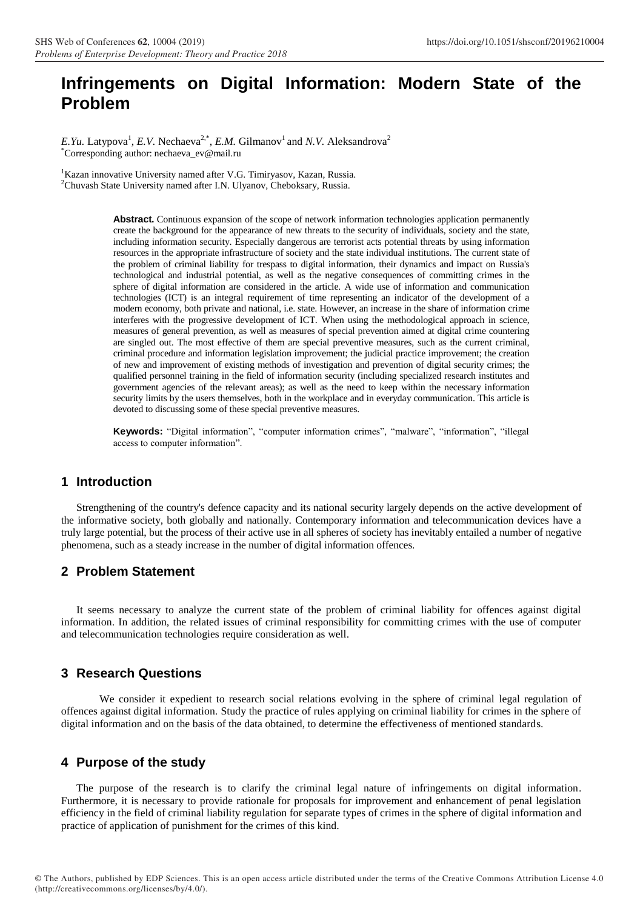# Infringements on Digital Information: Modern State of the Problem

*E.Yu.* Latypova[1], *E.V.* Nechaeva[2,*], *E.M.* Gilmanov[1] and *N.V.* Aleksandrova[2]
[*]Corresponding author: nechaeva_ev@mail.ru

[1]Kazan innovative University named after V.G. Timiryasov, Kazan, Russia.
[2]Chuvash State University named after I.N. Ulyanov, Cheboksary, Russia.

**Abstract.** Continuous expansion of the scope of network information technologies application permanently create the background for the appearance of new threats to the security of individuals, society and the state, including information security. Especially dangerous are terrorist acts potential threats by using information resources in the appropriate infrastructure of society and the state individual institutions. The current state of the problem of criminal liability for trespass to digital information, their dynamics and impact on Russia's technological and industrial potential, as well as the negative consequences of committing crimes in the sphere of digital information are considered in the article. A wide use of information and communication technologies (ICT) is an integral requirement of time representing an indicator of the development of a modern economy, both private and national, i.e. state. However, an increase in the share of information crime interferes with the progressive development of ICT. When using the methodological approach in science, measures of general prevention, as well as measures of special prevention aimed at digital crime countering are singled out. The most effective of them are special preventive measures, such as the current criminal, criminal procedure and information legislation improvement; the judicial practice improvement; the creation of new and improvement of existing methods of investigation and prevention of digital security crimes; the qualified personnel training in the field of information security (including specialized research institutes and government agencies of the relevant areas); as well as the need to keep within the necessary information security limits by the users themselves, both in the workplace and in everyday communication. This article is devoted to discussing some of these special preventive measures.

**Keywords:** "Digital information", "computer information crimes", "malware", "information", "illegal access to computer information".

## 1 Introduction

Strengthening of the country's defence capacity and its national security largely depends on the active development of the informative society, both globally and nationally. Contemporary information and telecommunication devices have a truly large potential, but the process of their active use in all spheres of society has inevitably entailed a number of negative phenomena, such as a steady increase in the number of digital information offences.

## 2 Problem Statement

It seems necessary to analyze the current state of the problem of criminal liability for offences against digital information. In addition, the related issues of criminal responsibility for committing crimes with the use of computer and telecommunication technologies require consideration as well.

## 3 Research Questions

We consider it expedient to research social relations evolving in the sphere of criminal legal regulation of offences against digital information. Study the practice of rules applying on criminal liability for crimes in the sphere of digital information and on the basis of the data obtained, to determine the effectiveness of mentioned standards.

## 4 Purpose of the study

The purpose of the research is to clarify the criminal legal nature of infringements on digital information. Furthermore, it is necessary to provide rationale for proposals for improvement and enhancement of penal legislation efficiency in the field of criminal liability regulation for separate types of crimes in the sphere of digital information and practice of application of punishment for the crimes of this kind.

© The Authors, published by EDP Sciences. This is an open access article distributed under the terms of the Creative Commons Attribution License 4.0 (http://creativecommons.org/licenses/by/4.0/).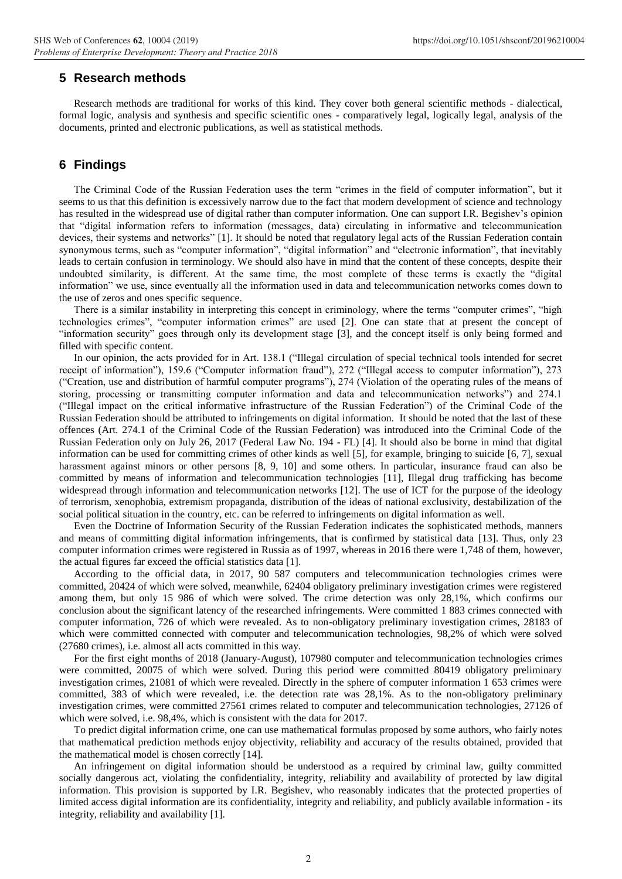## 5 Research methods

Research methods are traditional for works of this kind. They cover both general scientific methods - dialectical, formal logic, analysis and synthesis and specific scientific ones - comparatively legal, logically legal, analysis of the documents, printed and electronic publications, as well as statistical methods.

## 6 Findings

The Criminal Code of the Russian Federation uses the term "crimes in the field of computer information", but it seems to us that this definition is excessively narrow due to the fact that modern development of science and technology has resulted in the widespread use of digital rather than computer information. One can support I.R. Begishev's opinion that "digital information refers to information (messages, data) circulating in informative and telecommunication devices, their systems and networks" [1]. It should be noted that regulatory legal acts of the Russian Federation contain synonymous terms, such as "computer information", "digital information" and "electronic information", that inevitably leads to certain confusion in terminology. We should also have in mind that the content of these concepts, despite their undoubted similarity, is different. At the same time, the most complete of these terms is exactly the "digital information" we use, since eventually all the information used in data and telecommunication networks comes down to the use of zeros and ones specific sequence.

There is a similar instability in interpreting this concept in criminology, where the terms "computer crimes", "high technologies crimes", "computer information crimes" are used [2]. One can state that at present the concept of "information security" goes through only its development stage [3], and the concept itself is only being formed and filled with specific content.

In our opinion, the acts provided for in Art. 138.1 ("Illegal circulation of special technical tools intended for secret receipt of information"), 159.6 ("Computer information fraud"), 272 ("Illegal access to computer information"), 273 ("Creation, use and distribution of harmful computer programs"), 274 (Violation of the operating rules of the means of storing, processing or transmitting computer information and data and telecommunication networks") and 274.1 ("Illegal impact on the critical informative infrastructure of the Russian Federation") of the Criminal Code of the Russian Federation should be attributed to infringements on digital information. It should be noted that the last of these offences (Art. 274.1 of the Criminal Code of the Russian Federation) was introduced into the Criminal Code of the Russian Federation only on July 26, 2017 (Federal Law No. 194 - FL) [4]. It should also be borne in mind that digital information can be used for committing crimes of other kinds as well [5], for example, bringing to suicide [6, 7], sexual harassment against minors or other persons [8, 9, 10] and some others. In particular, insurance fraud can also be committed by means of information and telecommunication technologies [11], Illegal drug trafficking has become widespread through information and telecommunication networks [12]. The use of ICT for the purpose of the ideology of terrorism, xenophobia, extremism propaganda, distribution of the ideas of national exclusivity, destabilization of the social political situation in the country, etc. can be referred to infringements on digital information as well.

Even the Doctrine of Information Security of the Russian Federation indicates the sophisticated methods, manners and means of committing digital information infringements, that is confirmed by statistical data [13]. Thus, only 23 computer information crimes were registered in Russia as of 1997, whereas in 2016 there were 1,748 of them, however, the actual figures far exceed the official statistics data [1].

According to the official data, in 2017, 90 587 computers and telecommunication technologies crimes were committed, 20424 of which were solved, meanwhile, 62404 obligatory preliminary investigation crimes were registered among them, but only 15 986 of which were solved. The crime detection was only 28,1%, which confirms our conclusion about the significant latency of the researched infringements. Were committed 1 883 crimes connected with computer information, 726 of which were revealed. As to non-obligatory preliminary investigation crimes, 28183 of which were committed connected with computer and telecommunication technologies, 98,2% of which were solved (27680 crimes), i.e. almost all acts committed in this way.

For the first eight months of 2018 (January-August), 107980 computer and telecommunication technologies crimes were committed, 20075 of which were solved. During this period were committed 80419 obligatory preliminary investigation crimes, 21081 of which were revealed. Directly in the sphere of computer information 1 653 crimes were committed, 383 of which were revealed, i.e. the detection rate was 28,1%. As to the non-obligatory preliminary investigation crimes, were committed 27561 crimes related to computer and telecommunication technologies, 27126 of which were solved, i.e. 98,4%, which is consistent with the data for 2017.

To predict digital information crime, one can use mathematical formulas proposed by some authors, who fairly notes that mathematical prediction methods enjoy objectivity, reliability and accuracy of the results obtained, provided that the mathematical model is chosen correctly [14].

An infringement on digital information should be understood as a required by criminal law, guilty committed socially dangerous act, violating the confidentiality, integrity, reliability and availability of protected by law digital information. This provision is supported by I.R. Begishev, who reasonably indicates that the protected properties of limited access digital information are its confidentiality, integrity and reliability, and publicly available information - its integrity, reliability and availability [1].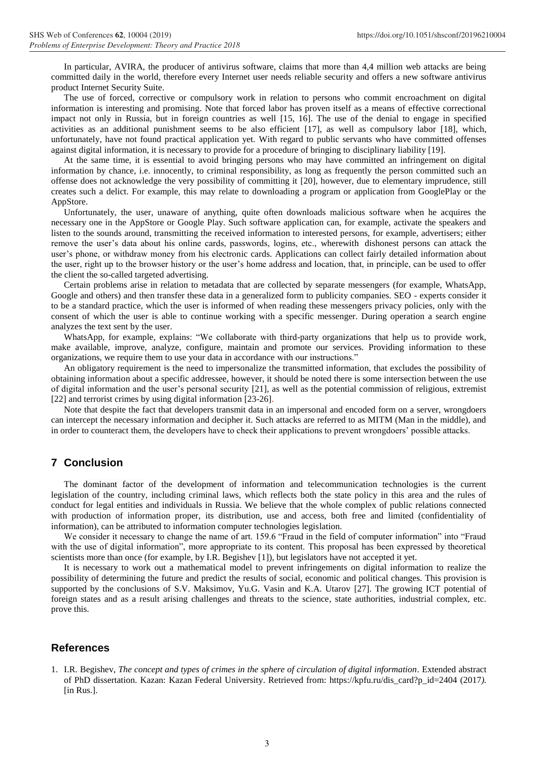In particular, AVIRA, the producer of antivirus software, claims that more than 4,4 million web attacks are being committed daily in the world, therefore every Internet user needs reliable security and offers a new software antivirus product Internet Security Suite.

The use of forced, corrective or compulsory work in relation to persons who commit encroachment on digital information is interesting and promising. Note that forced labor has proven itself as a means of effective correctional impact not only in Russia, but in foreign countries as well [15, 16]. The use of the denial to engage in specified activities as an additional punishment seems to be also efficient [17], as well as compulsory labor [18], which, unfortunately, have not found practical application yet. With regard to public servants who have committed offenses against digital information, it is necessary to provide for a procedure of bringing to disciplinary liability [19].

At the same time, it is essential to avoid bringing persons who may have committed an infringement on digital information by chance, i.e. innocently, to criminal responsibility, as long as frequently the person committed such an offense does not acknowledge the very possibility of committing it [20], however, due to elementary imprudence, still creates such a delict. For example, this may relate to downloading a program or application from GooglePlay or the AppStore.

Unfortunately, the user, unaware of anything, quite often downloads malicious software when he acquires the necessary one in the AppStore or Google Play. Such software application can, for example, activate the speakers and listen to the sounds around, transmitting the received information to interested persons, for example, advertisers; either remove the user's data about his online cards, passwords, logins, etc., wherewith dishonest persons can attack the user's phone, or withdraw money from his electronic cards. Applications can collect fairly detailed information about the user, right up to the browser history or the user's home address and location, that, in principle, can be used to offer the client the so-called targeted advertising.

Certain problems arise in relation to metadata that are collected by separate messengers (for example, WhatsApp, Google and others) and then transfer these data in a generalized form to publicity companies. SEO - experts consider it to be a standard practice, which the user is informed of when reading these messengers privacy policies, only with the consent of which the user is able to continue working with a specific messenger. During operation a search engine analyzes the text sent by the user.

WhatsApp, for example, explains: "We collaborate with third-party organizations that help us to provide work, make available, improve, analyze, configure, maintain and promote our services. Providing information to these organizations, we require them to use your data in accordance with our instructions."

An obligatory requirement is the need to impersonalize the transmitted information, that excludes the possibility of obtaining information about a specific addressee, however, it should be noted there is some intersection between the use of digital information and the user's personal security [21], as well as the potential commission of religious, extremist [22] and terrorist crimes by using digital information [23-26].

Note that despite the fact that developers transmit data in an impersonal and encoded form on a server, wrongdoers can intercept the necessary information and decipher it. Such attacks are referred to as MITM (Man in the middle), and in order to counteract them, the developers have to check their applications to prevent wrongdoers' possible attacks.

## 7 Conclusion

The dominant factor of the development of information and telecommunication technologies is the current legislation of the country, including criminal laws, which reflects both the state policy in this area and the rules of conduct for legal entities and individuals in Russia. We believe that the whole complex of public relations connected with production of information proper, its distribution, use and access, both free and limited (confidentiality of information), can be attributed to information computer technologies legislation.

We consider it necessary to change the name of art. 159.6 "Fraud in the field of computer information" into "Fraud with the use of digital information", more appropriate to its content. This proposal has been expressed by theoretical scientists more than once (for example, by I.R. Begishev [1]), but legislators have not accepted it yet.

It is necessary to work out a mathematical model to prevent infringements on digital information to realize the possibility of determining the future and predict the results of social, economic and political changes. This provision is supported by the conclusions of S.V. Maksimov, Yu.G. Vasin and K.A. Utarov [27]. The growing ICT potential of foreign states and as a result arising challenges and threats to the science, state authorities, industrial complex, etc. prove this.

## References

1. I.R. Begishev, *The concept and types of crimes in the sphere of circulation of digital information*. Extended abstract of PhD dissertation. Kazan: Kazan Federal University. Retrieved from: https://kpfu.ru/dis_card?p_id=2404 (2017). [in Rus.].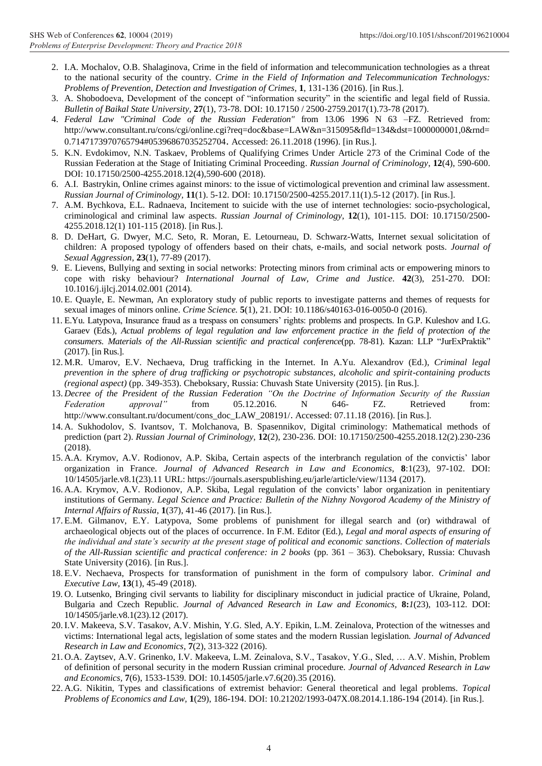2. I.A. Mochalov, O.B. Shalaginova, Crime in the field of information and telecommunication technologies as a threat to the national security of the country. *Crime in the Field of Information and Telecommunication Technologys: Problems of Prevention, Detection and Investigation of Crimes*, **1**, 131-136 (2016). [in Rus.].
3. A. Shobodoeva, Development of the concept of "information security" in the scientific and legal field of Russia. *Bulletin of Baikal State University*, **27**(1), 73-78. DOI: 10.17150 / 2500-2759.2017(1).73-78 (2017).
4. *Federal Law "Criminal Code of the Russian Federation"* from 13.06 1996 N 63 –FZ. Retrieved from: http://www.consultant.ru/cons/cgi/online.cgi?req=doc&base=LAW&n=315095&fld=134&dst=1000000001,0&rnd=0.7147173970765794#05396867035252704. Accessed: 26.11.2018 (1996). [in Rus.].
5. K.N. Evdokimov, N.N. Taskaev, Problems of Qualifying Crimes Under Article 273 of the Criminal Code of the Russian Federation at the Stage of Initiating Criminal Proceeding. *Russian Journal of Criminology*, **12**(4), 590-600. DOI: 10.17150/2500-4255.2018.12(4),590-600 (2018).
6. A.I. Bastrykin, Online crimes against minors: to the issue of victimological prevention and criminal law assessment. *Russian Journal of Criminology*, **11**(1). 5-12. DOI: 10.17150/2500-4255.2017.11(1).5-12 (2017). [in Rus.].
7. A.M. Bychkova, E.L. Radnaeva, Incitement to suicide with the use of internet technologies: socio-psychological, criminological and criminal law aspects. *Russian Journal of Criminology*, **12**(1), 101-115. DOI: 10.17150/2500-4255.2018.12(1) 101-115 (2018). [in Rus.].
8. D. DeHart, G. Dwyer, M.C. Seto, R. Moran, E. Letourneau, D. Schwarz-Watts, Internet sexual solicitation of children: A proposed typology of offenders based on their chats, e-mails, and social network posts. *Journal of Sexual Aggression*, **23**(1), 77-89 (2017).
9. E. Lievens, Bullying and sexting in social networks: Protecting minors from criminal acts or empowering minors to cope with risky behaviour? *International Journal of Law, Crime and Justice*. **42**(3), 251-270. DOI: 10.1016/j.ijlcj.2014.02.001 (2014).
10. E. Quayle, E. Newman, An exploratory study of public reports to investigate patterns and themes of requests for sexual images of minors online. *Crime Science.* **5**(1), 21. DOI: 10.1186/s40163-016-0050-0 (2016).
11. E.Yu. Latypova, Insurance fraud as a trespass on consumers' rights: problems and prospects. In G.P. Kuleshov and I.G. Garaev (Eds.), *Actual problems of legal regulation and law enforcement practice in the field of protection of the consumers. Materials of the All-Russian scientific and practical conference*(pp. 78-81). Kazan: LLP "JurExPraktik" (2017). [in Rus.].
12. M.R. Umarov, E.V. Nechaeva, Drug trafficking in the Internet. In A.Yu. Alexandrov (Ed.), *Criminal legal prevention in the sphere of drug trafficking or psychotropic substances, alcoholic and spirit-containing products (regional aspect)* (pp. 349-353). Cheboksary, Russia: Chuvash State University (2015). [in Rus.].
13. *Decree of the President of the Russian Federation "On the Doctrine of Information Security of the Russian Federation approval"* from 05.12.2016. N 646- FZ. Retrieved from: http://www.consultant.ru/document/cons_doc_LAW_208191/. Accessed: 07.11.18 (2016). [in Rus.].
14. A. Sukhodolov, S. Ivantsov, T. Molchanova, B. Spasennikov, Digital criminology: Mathematical methods of prediction (part 2). *Russian Journal of Criminology*, **12**(2), 230-236. DOI: 10.17150/2500-4255.2018.12(2).230-236 (2018).
15. A.A. Krymov, A.V. Rodionov, A.P. Skiba, Certain aspects of the interbranch regulation of the convictis' labor organization in France. *Journal of Advanced Research in Law and Economics*, **8**:1(23), 97-102. DOI: 10/14505/jarle.v8.1(23).11 URL: https://journals.aserspublishing.eu/jarle/article/view/1134 (2017).
16. A.A. Krymov, A.V. Rodionov, A.P. Skiba, Legal regulation of the convicts' labor organization in penitentiary institutions of Germany. *Legal Science and Practice: Bulletin of the Nizhny Novgorod Academy of the Ministry of Internal Affairs of Russia*, **1**(37), 41-46 (2017). [in Rus.].
17. E.M. Gilmanov, E.Y. Latypova, Some problems of punishment for illegal search and (or) withdrawal of archaeological objects out of the places of occurrence. In F.M. Editor (Ed.), *Legal and moral aspects of ensuring of the individual and state's security at the present stage of political and economic sanctions*. *Collection of materials of the All-Russian scientific and practical conference: in 2 books* (pp. 361 – 363). Cheboksary, Russia: Chuvash State University (2016). [in Rus.].
18. E.V. Nechaeva, Prospects for transformation of punishment in the form of compulsory labor. *Criminal and Executive Law*, **13**(1), 45-49 (2018).
19. O. Lutsenko, Bringing civil servants to liability for disciplinary misconduct in judicial practice of Ukraine, Poland, Bulgaria and Czech Republic. *Journal of Advanced Research in Law and Economics*, **8:***1*(23), 103-112. DOI: 10/14505/jarle.v8.1(23).12 (2017).
20. I.V. Makeeva, S.V. Tasakov, A.V. Mishin, Y.G. Sled, A.Y. Epikin, L.M. Zeinalova, Protection of the witnesses and victims: International legal acts, legislation of some states and the modern Russian legislation*. Journal of Advanced Research in Law and Economics*, **7**(2), 313-322 (2016).
21. O.A. Zaytsev, A.V. Grinenko, I.V. Makeeva, L.M. Zeinalova, S.V., Tasakov, Y.G., Sled, … A.V. Mishin, Problem of definition of personal security in the modern Russian criminal procedure. *Journal of Advanced Research in Law and Economics,* **7**(6), 1533-1539. DOI: 10.14505/jarle.v7.6(20).35 (2016).
22. A.G. Nikitin, Types and classifications of extremist behavior: General theoretical and legal problems. *Topical Problems of Economics and Law*, **1**(29), 186-194. DOI: 10.21202/1993-047X.08.2014.1.186-194 (2014). [in Rus.].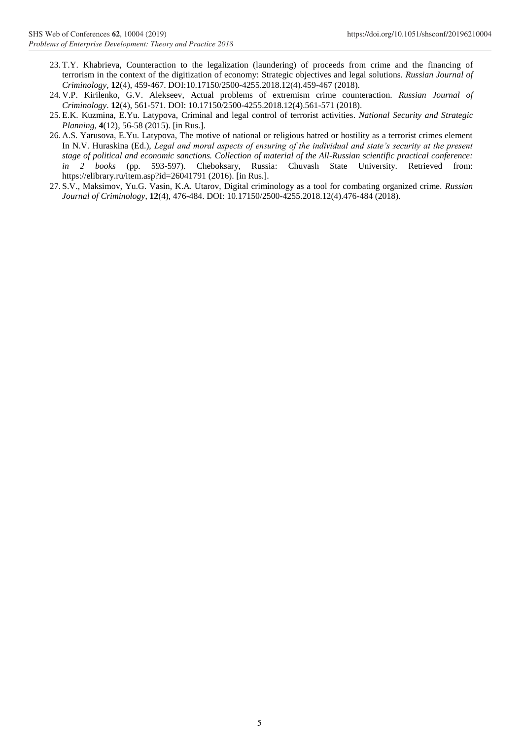23. T.Y. Khabrieva, Counteraction to the legalization (laundering) of proceeds from crime and the financing of terrorism in the context of the digitization of economy: Strategic objectives and legal solutions. *Russian Journal of Criminology*, **12**(4), 459-467. DOI:10.17150/2500-4255.2018.12(4).459-467 (2018).
24. V.P. Kirilenko, G.V. Alekseev, Actual problems of extremism crime counteraction. *Russian Journal of Criminology*. **12**(4), 561-571. DOI: 10.17150/2500-4255.2018.12(4).561-571 (2018).
25. E.K. Kuzmina, E.Yu. Latypova, Criminal and legal control of terrorist activities. *National Security and Strategic Planning*, **4**(12), 56-58 (2015). [in Rus.].
26. A.S. Yarusova, E.Yu. Latypova, The motive of national or religious hatred or hostility as a terrorist crimes element In N.V. Huraskina (Ed.), *Legal and moral aspects of ensuring of the individual and state's security at the present stage of political and economic sanctions. Collection of material of the All-Russian scientific practical conference: in 2 books* (pp. 593-597). Cheboksary, Russia: Chuvash State University. Retrieved from: https://elibrary.ru/item.asp?id=26041791 (2016). [in Rus.].
27. S.V., Maksimov, Yu.G. Vasin, K.A. Utarov, Digital criminology as a tool for combating organized crime. *Russian Journal of Criminology*, **12**(4), 476-484. DOI: 10.17150/2500-4255.2018.12(4).476-484 (2018).